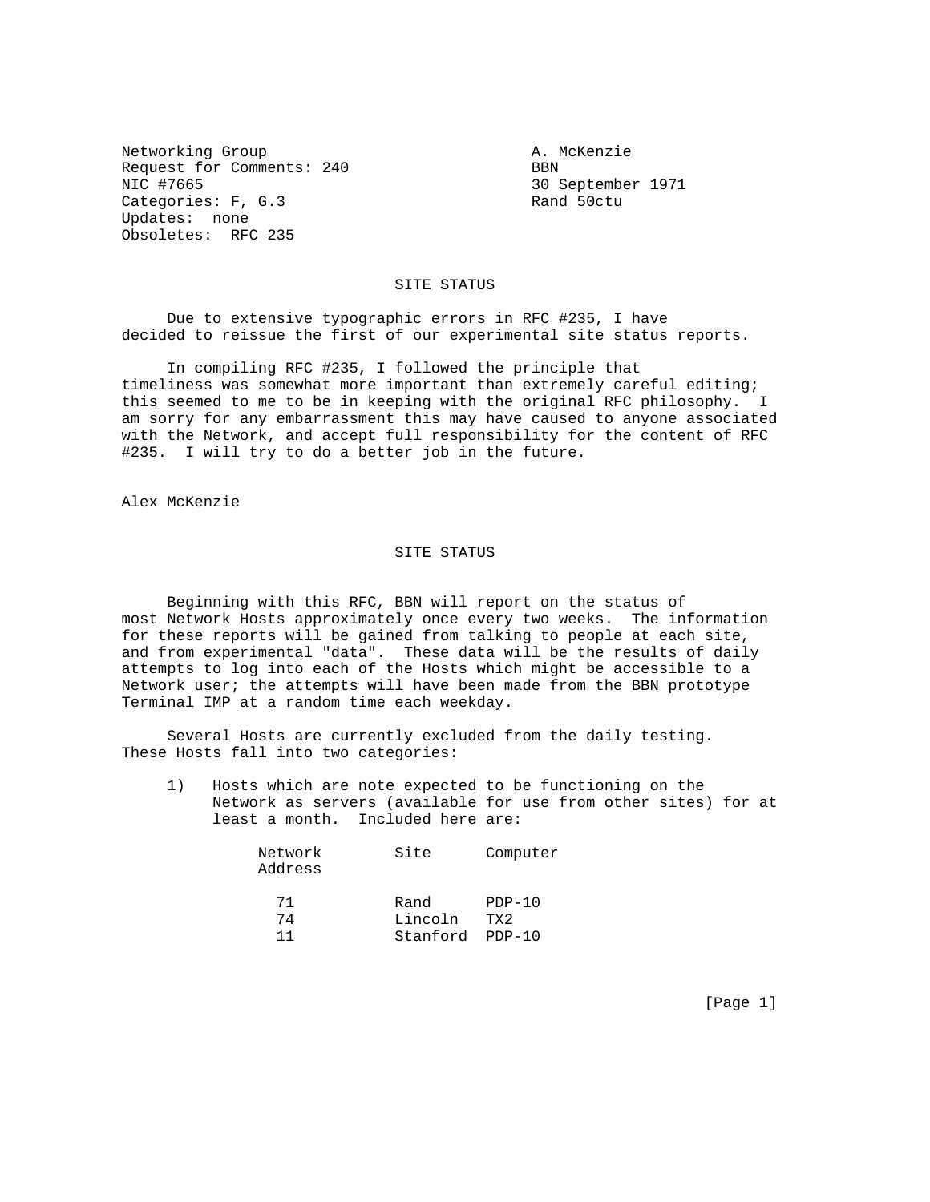Networking Group
Request for Comments: 240
NIC #7665
Categories: F, G.3
Updates: none
Obsoletes: RFC 235

A. McKenzie
BBN
30 September 1971
Rand 50ctu

# SITE STATUS

Due to extensive typographic errors in RFC #235, I have decided to reissue the first of our experimental site status reports.

In compiling RFC #235, I followed the principle that timeliness was somewhat more important than extremely careful editing; this seemed to me to be in keeping with the original RFC philosophy. I am sorry for any embarrassment this may have caused to anyone associated with the Network, and accept full responsibility for the content of RFC #235. I will try to do a better job in the future.

Alex McKenzie

## SITE STATUS

Beginning with this RFC, BBN will report on the status of most Network Hosts approximately once every two weeks. The information for these reports will be gained from talking to people at each site, and from experimental "data". These data will be the results of daily attempts to log into each of the Hosts which might be accessible to a Network user; the attempts will have been made from the BBN prototype Terminal IMP at a random time each weekday.

Several Hosts are currently excluded from the daily testing. These Hosts fall into two categories:

1) Hosts which are note expected to be functioning on the Network as servers (available for use from other sites) for at least a month. Included here are:

| Network Address | Site | Computer |
|---|---|---|
| 71 | Rand | PDP-10 |
| 74 | Lincoln | TX2 |
| 11 | Stanford | PDP-10 |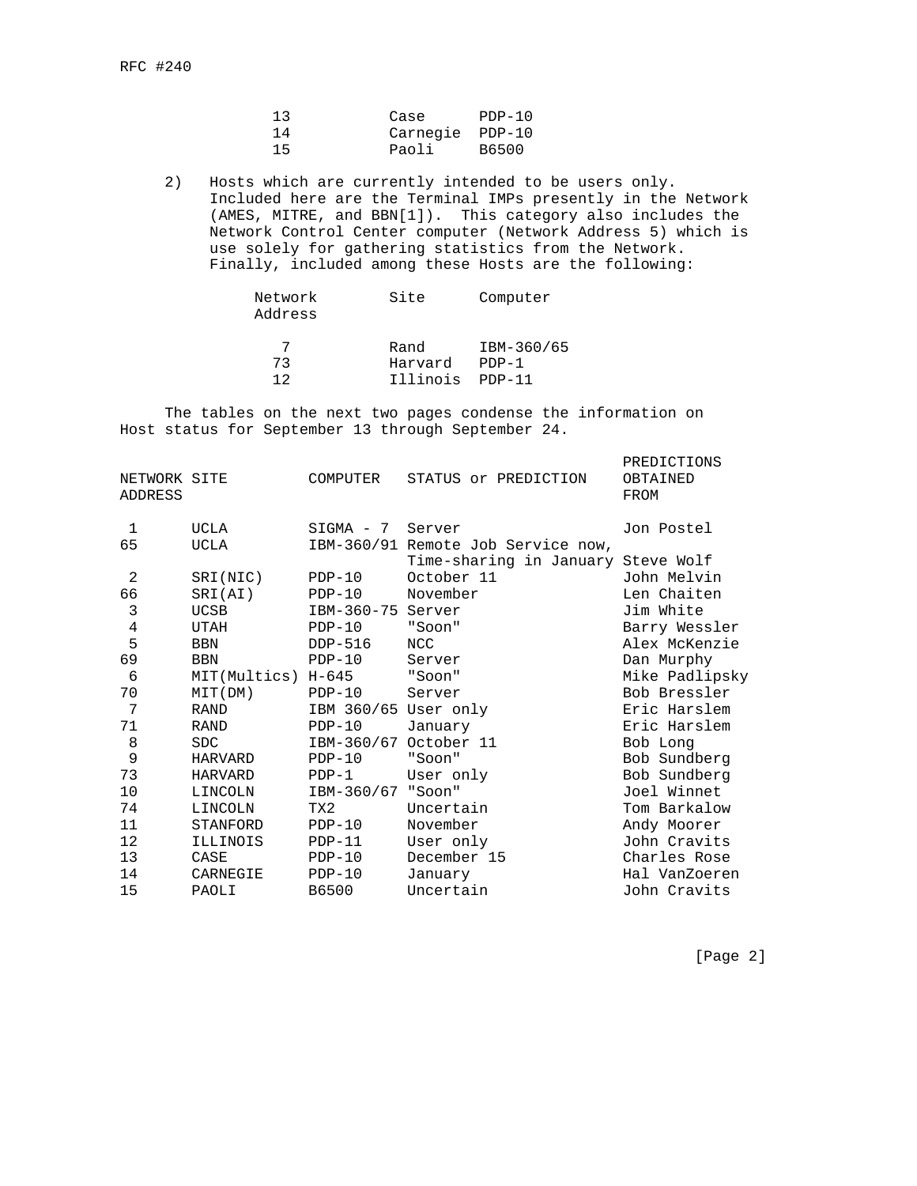| | | |
|---|---|---|
| 13 | Case | PDP-10 |
| 14 | Carnegie | PDP-10 |
| 15 | Paoli | B6500 |

2) Hosts which are currently intended to be users only. Included here are the Terminal IMPs presently in the Network (AMES, MITRE, and BBN[1]). This category also includes the Network Control Center computer (Network Address 5) which is use solely for gathering statistics from the Network. Finally, included among these Hosts are the following:

| Network Address | Site | Computer |
|---|---|---|
| 7 | Rand | IBM-360/65 |
| 73 | Harvard | PDP-1 |
| 12 | Illinois | PDP-11 |

The tables on the next two pages condense the information on Host status for September 13 through September 24.

| NETWORK ADDRESS | SITE | COMPUTER | STATUS or PREDICTION | PREDICTIONS OBTAINED FROM |
|---|---|---|---|---|
| 1 | UCLA | SIGMA - 7 | Server | Jon Postel |
| 65 | UCLA | IBM-360/91 | Remote Job Service now, Time-sharing in January | Steve Wolf |
| 2 | SRI(NIC) | PDP-10 | October 11 | John Melvin |
| 66 | SRI(AI) | PDP-10 | November | Len Chaiten |
| 3 | UCSB | IBM-360-75 | Server | Jim White |
| 4 | UTAH | PDP-10 | "Soon" | Barry Wessler |
| 5 | BBN | DDP-516 | NCC | Alex McKenzie |
| 69 | BBN | PDP-10 | Server | Dan Murphy |
| 6 | MIT(Multics) | H-645 | "Soon" | Mike Padlipsky |
| 70 | MIT(DM) | PDP-10 | Server | Bob Bressler |
| 7 | RAND | IBM 360/65 | User only | Eric Harslem |
| 71 | RAND | PDP-10 | January | Eric Harslem |
| 8 | SDC | IBM-360/67 | October 11 | Bob Long |
| 9 | HARVARD | PDP-10 | "Soon" | Bob Sundberg |
| 73 | HARVARD | PDP-1 | User only | Bob Sundberg |
| 10 | LINCOLN | IBM-360/67 | "Soon" | Joel Winnet |
| 74 | LINCOLN | TX2 | Uncertain | Tom Barkalow |
| 11 | STANFORD | PDP-10 | November | Andy Moorer |
| 12 | ILLINOIS | PDP-11 | User only | John Cravits |
| 13 | CASE | PDP-10 | December 15 | Charles Rose |
| 14 | CARNEGIE | PDP-10 | January | Hal VanZoeren |
| 15 | PAOLI | B6500 | Uncertain | John Cravits |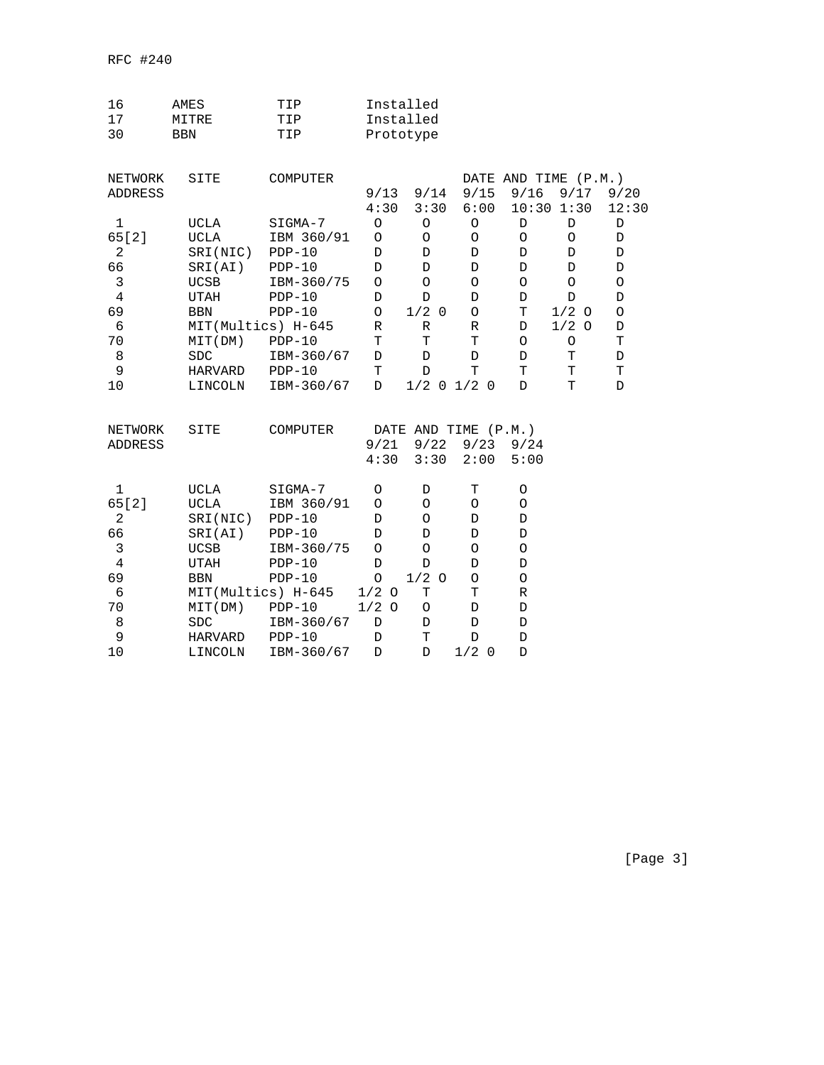| | | | |
|---|---|---|---|
| 16 | AMES | TIP | Installed |
| 17 | MITRE | TIP | Installed |
| 30 | BBN | TIP | Prototype |

| NETWORK ADDRESS | SITE | COMPUTER | DATE AND TIME (P.M.) 9/13 4:30 | 9/14 3:30 | 9/15 6:00 | 9/16 10:30 | 9/17 1:30 | 9/20 12:30 |
|---|---|---|---|---|---|---|---|---|
| 1 | UCLA | SIGMA-7 | O | O | O | D | D | D |
| 65[2] | UCLA | IBM 360/91 | O | O | O | O | O | D |
| 2 | SRI(NIC) | PDP-10 | D | D | D | D | D | D |
| 66 | SRI(AI) | PDP-10 | D | D | D | D | D | D |
| 3 | UCSB | IBM-360/75 | O | O | O | O | O | O |
| 4 | UTAH | PDP-10 | D | D | D | D | D | D |
| 69 | BBN | PDP-10 | O | 1/2 0 | O | T | 1/2 O | O |
| 6 | MIT(Multics) | H-645 | R | R | R | D | 1/2 O | D |
| 70 | MIT(DM) | PDP-10 | T | T | T | O | O | T |
| 8 | SDC | IBM-360/67 | D | D | D | D | T | D |
| 9 | HARVARD | PDP-10 | T | D | T | T | T | T |
| 10 | LINCOLN | IBM-360/67 | D | 1/2 0 | 1/2 0 | D | T | D |

| NETWORK ADDRESS | SITE | COMPUTER | DATE AND TIME (P.M.) 9/21 4:30 | 9/22 3:30 | 9/23 2:00 | 9/24 5:00 |
|---|---|---|---|---|---|---|
| 1 | UCLA | SIGMA-7 | O | D | T | O |
| 65[2] | UCLA | IBM 360/91 | O | O | O | O |
| 2 | SRI(NIC) | PDP-10 | D | O | D | D |
| 66 | SRI(AI) | PDP-10 | D | D | D | D |
| 3 | UCSB | IBM-360/75 | O | O | O | O |
| 4 | UTAH | PDP-10 | D | D | D | D |
| 69 | BBN | PDP-10 | O | 1/2 O | O | O |
| 6 | MIT(Multics) | H-645 | 1/2 O | T | T | R |
| 70 | MIT(DM) | PDP-10 | 1/2 O | O | D | D |
| 8 | SDC | IBM-360/67 | D | D | D | D |
| 9 | HARVARD | PDP-10 | D | T | D | D |
| 10 | LINCOLN | IBM-360/67 | D | D | 1/2 0 | D |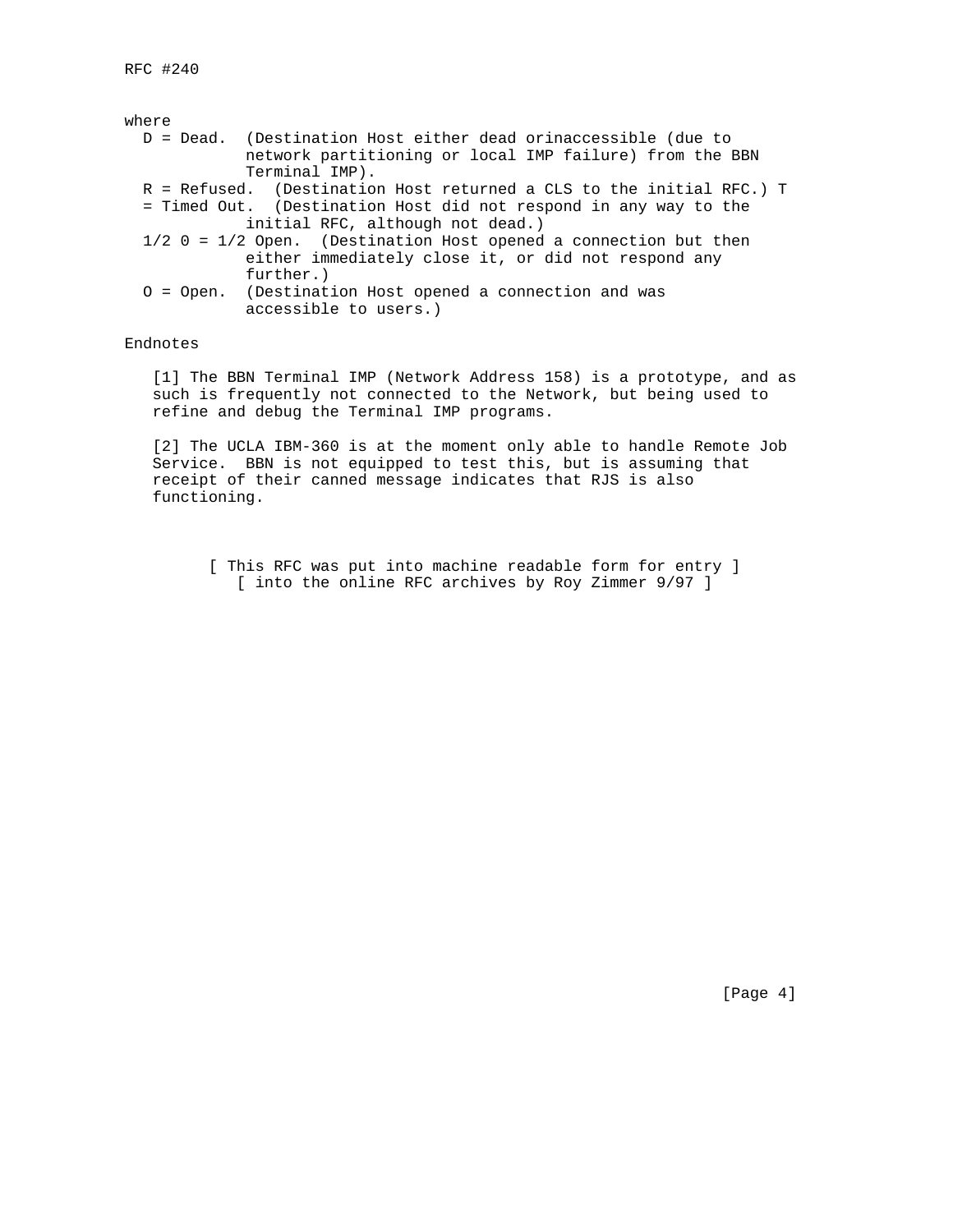where

D = Dead. (Destination Host either dead orinaccessible (due to network partitioning or local IMP failure) from the BBN Terminal IMP).

R = Refused. (Destination Host returned a CLS to the initial RFC.) T = Timed Out. (Destination Host did not respond in any way to the initial RFC, although not dead.)

1/2 0 = 1/2 Open. (Destination Host opened a connection but then either immediately close it, or did not respond any further.)

O = Open. (Destination Host opened a connection and was accessible to users.)

## Endnotes

[1] The BBN Terminal IMP (Network Address 158) is a prototype, and as such is frequently not connected to the Network, but being used to refine and debug the Terminal IMP programs.

[2] The UCLA IBM-360 is at the moment only able to handle Remote Job Service. BBN is not equipped to test this, but is assuming that receipt of their canned message indicates that RJS is also functioning.

[ This RFC was put into machine readable form for entry ]
[ into the online RFC archives by Roy Zimmer 9/97 ]